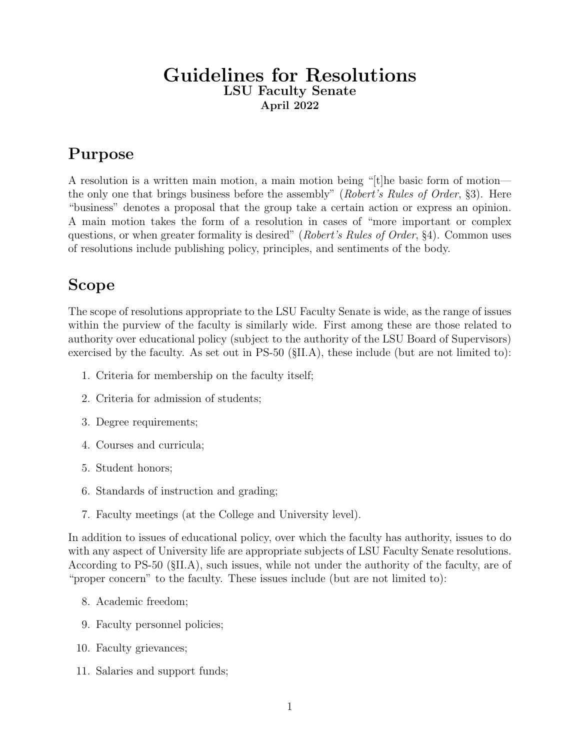# Guidelines for Resolutions

**LSU Faculty Senate**

**April 2022**

## Purpose

A resolution is a written main motion, a main motion being "[t]he basic form of motion—the only one that brings business before the assembly" (*Robert's Rules of Order*, §3). Here "business" denotes a proposal that the group take a certain action or express an opinion. A main motion takes the form of a resolution in cases of "more important or complex questions, or when greater formality is desired" (*Robert's Rules of Order*, §4). Common uses of resolutions include publishing policy, principles, and sentiments of the body.

## Scope

The scope of resolutions appropriate to the LSU Faculty Senate is wide, as the range of issues within the purview of the faculty is similarly wide. First among these are those related to authority over educational policy (subject to the authority of the LSU Board of Supervisors) exercised by the faculty. As set out in PS-50 (§II.A), these include (but are not limited to):

1. Criteria for membership on the faculty itself;
2. Criteria for admission of students;
3. Degree requirements;
4. Courses and curricula;
5. Student honors;
6. Standards of instruction and grading;
7. Faculty meetings (at the College and University level).

In addition to issues of educational policy, over which the faculty has authority, issues to do with any aspect of University life are appropriate subjects of LSU Faculty Senate resolutions. According to PS-50 (§II.A), such issues, while not under the authority of the faculty, are of "proper concern" to the faculty. These issues include (but are not limited to):

8. Academic freedom;
9. Faculty personnel policies;
10. Faculty grievances;
11. Salaries and support funds;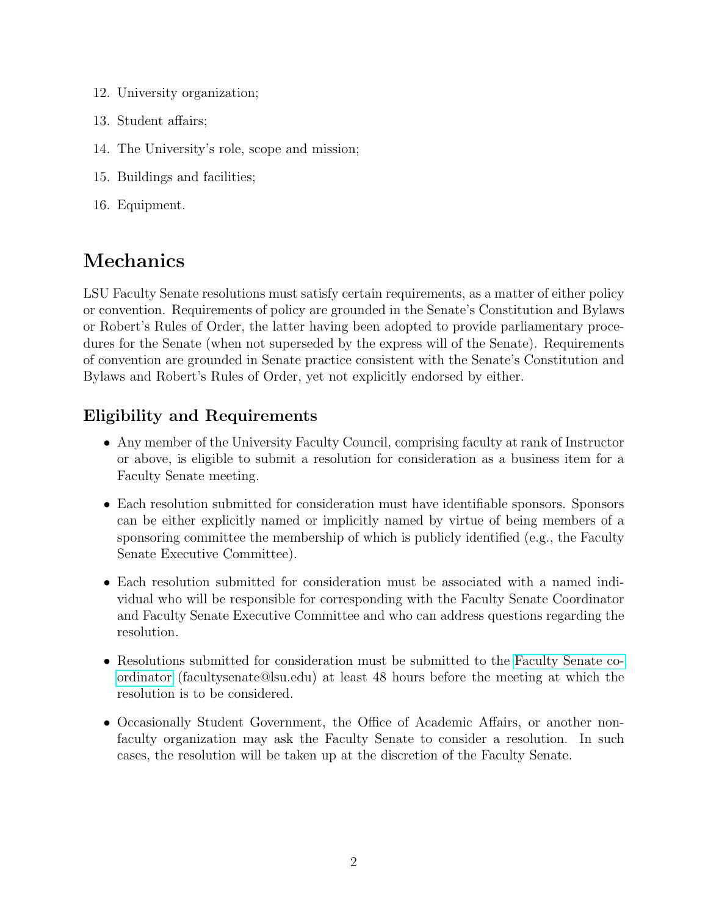12. University organization;
13. Student affairs;
14. The University's role, scope and mission;
15. Buildings and facilities;
16. Equipment.

# Mechanics

LSU Faculty Senate resolutions must satisfy certain requirements, as a matter of either policy or convention. Requirements of policy are grounded in the Senate's Constitution and Bylaws or Robert's Rules of Order, the latter having been adopted to provide parliamentary procedures for the Senate (when not superseded by the express will of the Senate). Requirements of convention are grounded in Senate practice consistent with the Senate's Constitution and Bylaws and Robert's Rules of Order, yet not explicitly endorsed by either.

## Eligibility and Requirements

- Any member of the University Faculty Council, comprising faculty at rank of Instructor or above, is eligible to submit a resolution for consideration as a business item for a Faculty Senate meeting.
- Each resolution submitted for consideration must have identifiable sponsors. Sponsors can be either explicitly named or implicitly named by virtue of being members of a sponsoring committee the membership of which is publicly identified (e.g., the Faculty Senate Executive Committee).
- Each resolution submitted for consideration must be associated with a named individual who will be responsible for corresponding with the Faculty Senate Coordinator and Faculty Senate Executive Committee and who can address questions regarding the resolution.
- Resolutions submitted for consideration must be submitted to the Faculty Senate coordinator (facultysenate@lsu.edu) at least 48 hours before the meeting at which the resolution is to be considered.
- Occasionally Student Government, the Office of Academic Affairs, or another non-faculty organization may ask the Faculty Senate to consider a resolution. In such cases, the resolution will be taken up at the discretion of the Faculty Senate.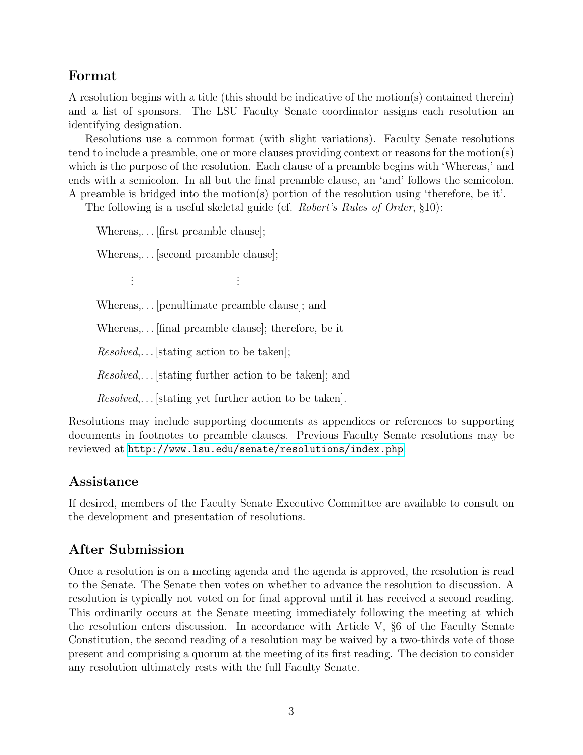## Format

A resolution begins with a title (this should be indicative of the motion(s) contained therein) and a list of sponsors. The LSU Faculty Senate coordinator assigns each resolution an identifying designation.

Resolutions use a common format (with slight variations). Faculty Senate resolutions tend to include a preamble, one or more clauses providing context or reasons for the motion(s) which is the purpose of the resolution. Each clause of a preamble begins with 'Whereas,' and ends with a semicolon. In all but the final preamble clause, an 'and' follows the semicolon. A preamble is bridged into the motion(s) portion of the resolution using 'therefore, be it'.

The following is a useful skeletal guide (cf. *Robert's Rules of Order*, §10):

> Whereas,... [first preamble clause];
>
> Whereas,... [second preamble clause];
>
> ⋮ ⋮
>
> Whereas,... [penultimate preamble clause]; and
>
> Whereas,... [final preamble clause]; therefore, be it
>
> *Resolved*,... [stating action to be taken];
>
> *Resolved*,... [stating further action to be taken]; and
>
> *Resolved*,... [stating yet further action to be taken].

Resolutions may include supporting documents as appendices or references to supporting documents in footnotes to preamble clauses. Previous Faculty Senate resolutions may be reviewed at http://www.lsu.edu/senate/resolutions/index.php.

## Assistance

If desired, members of the Faculty Senate Executive Committee are available to consult on the development and presentation of resolutions.

## After Submission

Once a resolution is on a meeting agenda and the agenda is approved, the resolution is read to the Senate. The Senate then votes on whether to advance the resolution to discussion. A resolution is typically not voted on for final approval until it has received a second reading. This ordinarily occurs at the Senate meeting immediately following the meeting at which the resolution enters discussion. In accordance with Article V, §6 of the Faculty Senate Constitution, the second reading of a resolution may be waived by a two-thirds vote of those present and comprising a quorum at the meeting of its first reading. The decision to consider any resolution ultimately rests with the full Faculty Senate.